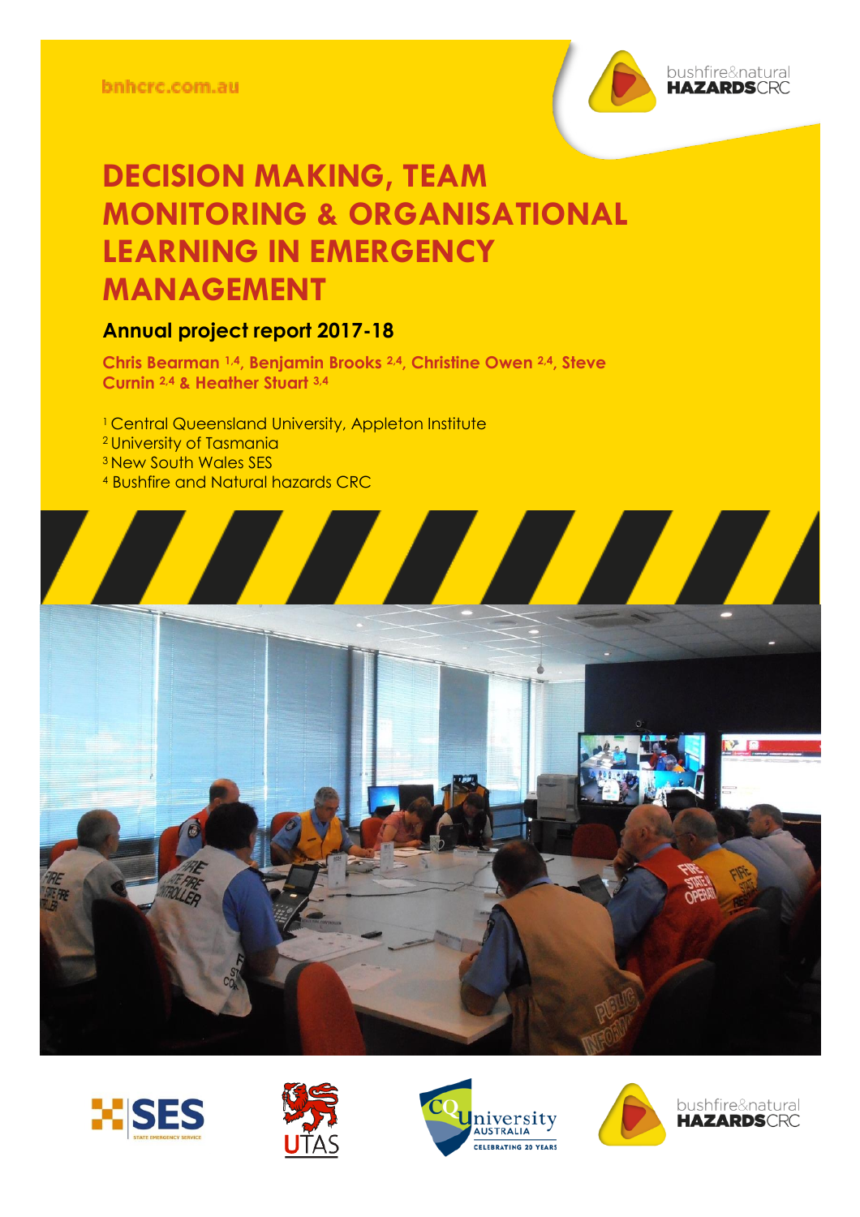bnhcrc.com.au

# DECISION MAKING, TEAM MONITORING & ORGANISATIONAL LEARNING IN EMERGENCY MANAGEMENT

## Annual project report 2017-18

**Chris Bearman [1,4], Benjamin Brooks [2,4], Christine Owen [2,4], Steve Curnin [2,4] & Heather Stuart [3,4]**

[1] Central Queensland University, Appleton Institute
[2] University of Tasmania
[3] New South Wales SES
[4] Bushfire and Natural hazards CRC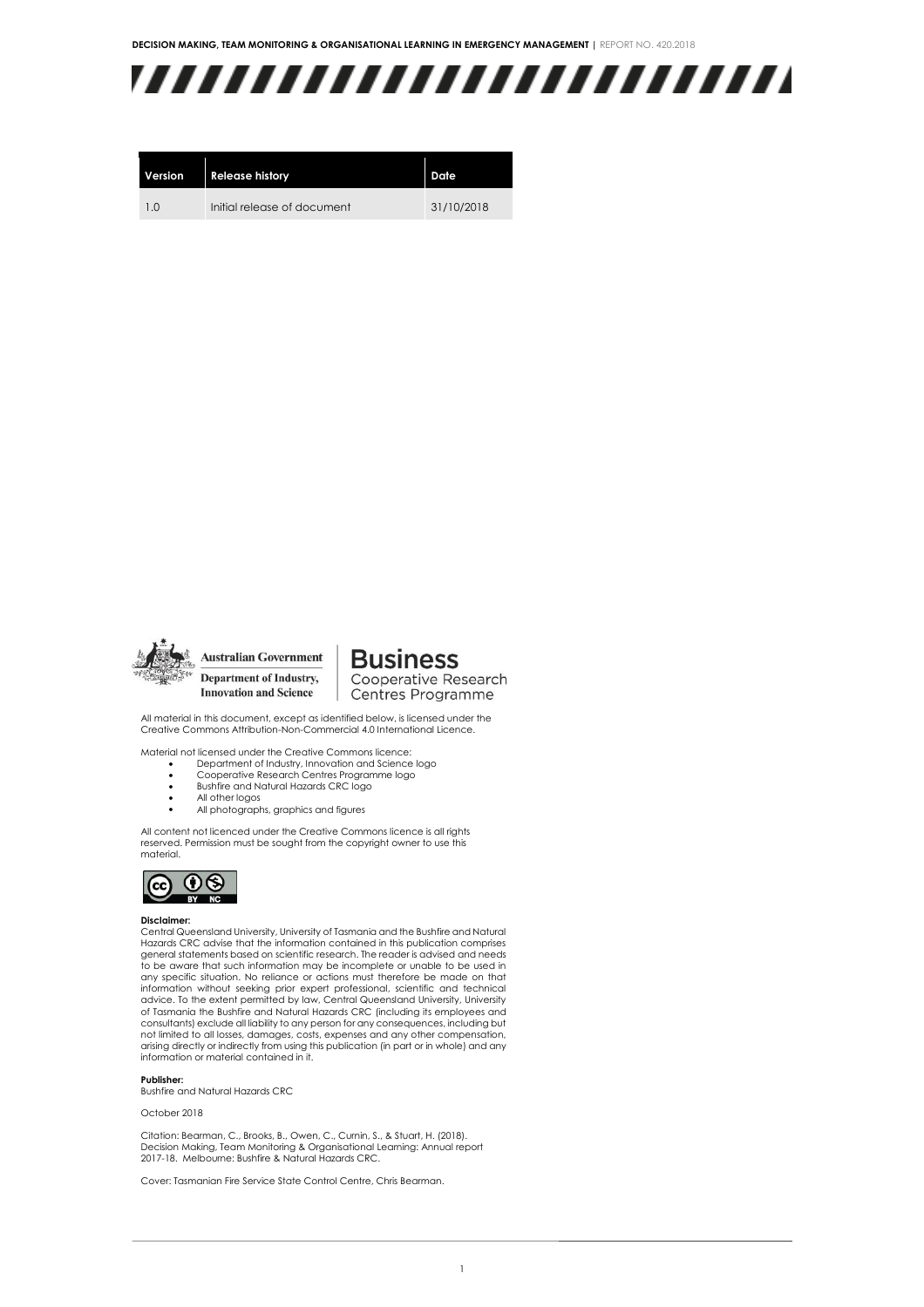| Version | Release history | Date |
| --- | --- | --- |
| 1.0 | Initial release of document | 31/10/2018 |

Australian Government
Department of Industry, Innovation and Science

Business Cooperative Research Centres Programme

All material in this document, except as identified below, is licensed under the Creative Commons Attribution-Non-Commercial 4.0 International Licence.

Material not licensed under the Creative Commons licence:

- Department of Industry, Innovation and Science logo
- Cooperative Research Centres Programme logo
- Bushfire and Natural Hazards CRC logo
- All other logos
- All photographs, graphics and figures

All content not licenced under the Creative Commons licence is all rights reserved. Permission must be sought from the copyright owner to use this material.

**Disclaimer:**
Central Queensland University, University of Tasmania and the Bushfire and Natural Hazards CRC advise that the information contained in this publication comprises general statements based on scientific research. The reader is advised and needs to be aware that such information may be incomplete or unable to be used in any specific situation. No reliance or actions must therefore be made on that information without seeking prior expert professional, scientific and technical advice. To the extent permitted by law, Central Queensland University, University of Tasmania the Bushfire and Natural Hazards CRC (including its employees and consultants) exclude all liability to any person for any consequences, including but not limited to all losses, damages, costs, expenses and any other compensation, arising directly or indirectly from using this publication (in part or in whole) and any information or material contained in it.

**Publisher:**
Bushfire and Natural Hazards CRC

October 2018

Citation: Bearman, C., Brooks, B., Owen, C., Curnin, S., & Stuart, H. (2018). Decision Making, Team Monitoring & Organisational Learning: Annual report 2017-18. Melbourne: Bushfire & Natural Hazards CRC.

Cover: Tasmanian Fire Service State Control Centre, Chris Bearman.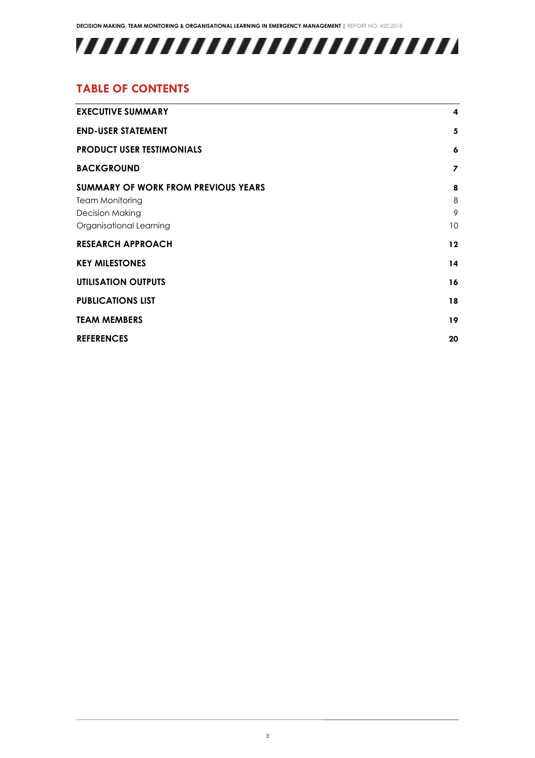## TABLE OF CONTENTS

| | |
|---|---|
| **EXECUTIVE SUMMARY** | **4** |
| **END-USER STATEMENT** | **5** |
| **PRODUCT USER TESTIMONIALS** | **6** |
| **BACKGROUND** | **7** |
| **SUMMARY OF WORK FROM PREVIOUS YEARS** | **8** |
| Team Monitoring | 8 |
| Decision Making | 9 |
| Organisational Learning | 10 |
| **RESEARCH APPROACH** | **12** |
| **KEY MILESTONES** | **14** |
| **UTILISATION OUTPUTS** | **16** |
| **PUBLICATIONS LIST** | **18** |
| **TEAM MEMBERS** | **19** |
| **REFERENCES** | **20** |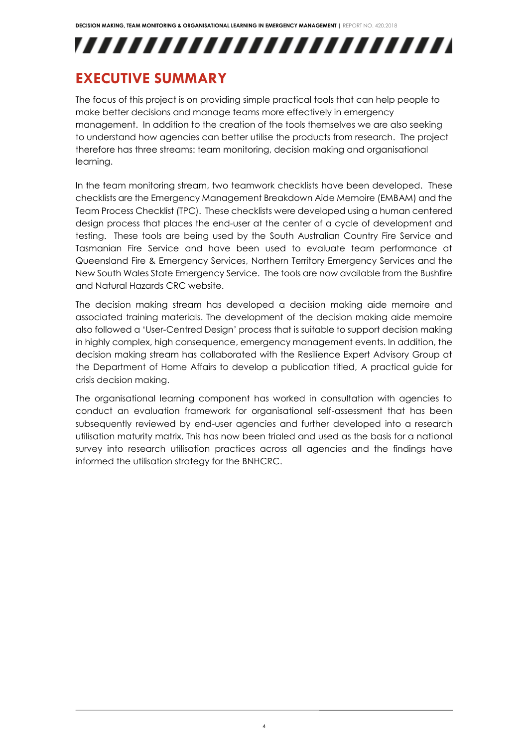# EXECUTIVE SUMMARY

The focus of this project is on providing simple practical tools that can help people to make better decisions and manage teams more effectively in emergency management. In addition to the creation of the tools themselves we are also seeking to understand how agencies can better utilise the products from research. The project therefore has three streams: team monitoring, decision making and organisational learning.

In the team monitoring stream, two teamwork checklists have been developed. These checklists are the Emergency Management Breakdown Aide Memoire (EMBAM) and the Team Process Checklist (TPC). These checklists were developed using a human centered design process that places the end-user at the center of a cycle of development and testing. These tools are being used by the South Australian Country Fire Service and Tasmanian Fire Service and have been used to evaluate team performance at Queensland Fire & Emergency Services, Northern Territory Emergency Services and the New South Wales State Emergency Service. The tools are now available from the Bushfire and Natural Hazards CRC website.

The decision making stream has developed a decision making aide memoire and associated training materials. The development of the decision making aide memoire also followed a 'User-Centred Design' process that is suitable to support decision making in highly complex, high consequence, emergency management events. In addition, the decision making stream has collaborated with the Resilience Expert Advisory Group at the Department of Home Affairs to develop a publication titled, A practical guide for crisis decision making.

The organisational learning component has worked in consultation with agencies to conduct an evaluation framework for organisational self-assessment that has been subsequently reviewed by end-user agencies and further developed into a research utilisation maturity matrix. This has now been trialed and used as the basis for a national survey into research utilisation practices across all agencies and the findings have informed the utilisation strategy for the BNHCRC.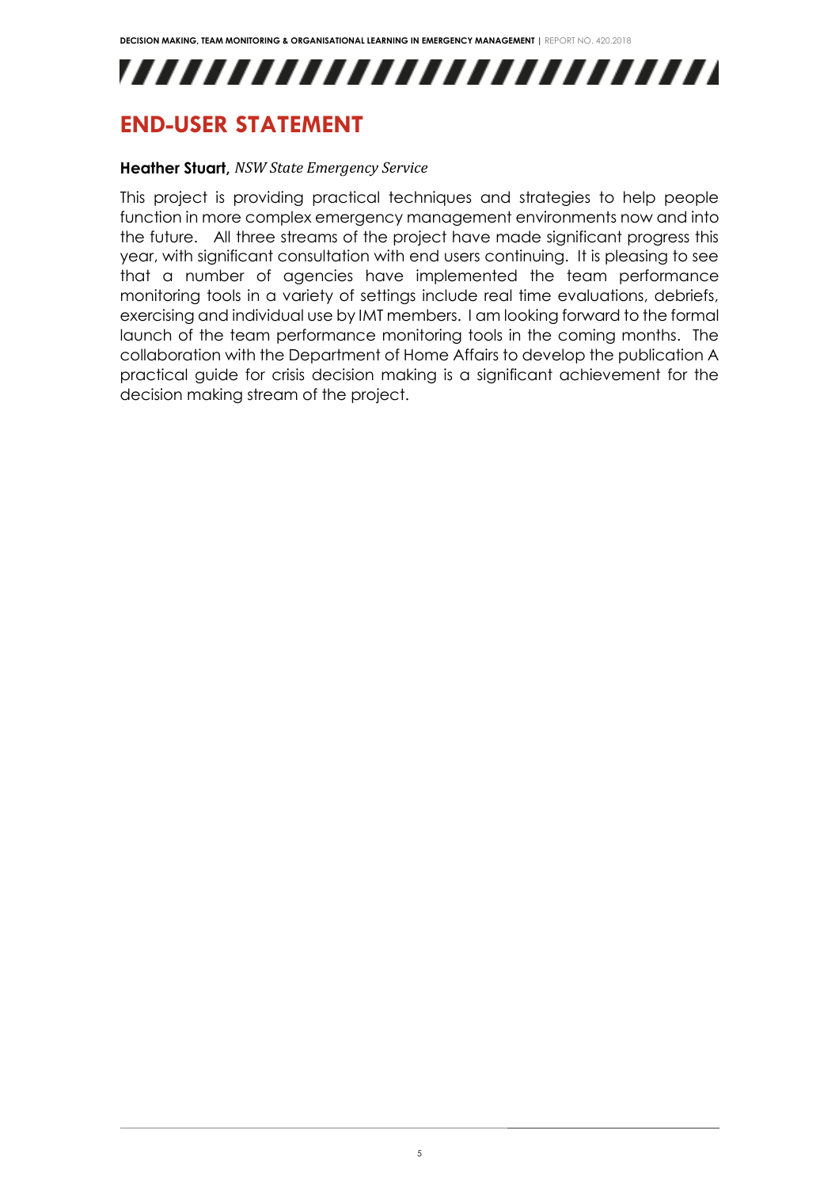# END-USER STATEMENT

**Heather Stuart,** *NSW State Emergency Service*

This project is providing practical techniques and strategies to help people function in more complex emergency management environments now and into the future. All three streams of the project have made significant progress this year, with significant consultation with end users continuing. It is pleasing to see that a number of agencies have implemented the team performance monitoring tools in a variety of settings include real time evaluations, debriefs, exercising and individual use by IMT members. I am looking forward to the formal launch of the team performance monitoring tools in the coming months. The collaboration with the Department of Home Affairs to develop the publication A practical guide for crisis decision making is a significant achievement for the decision making stream of the project.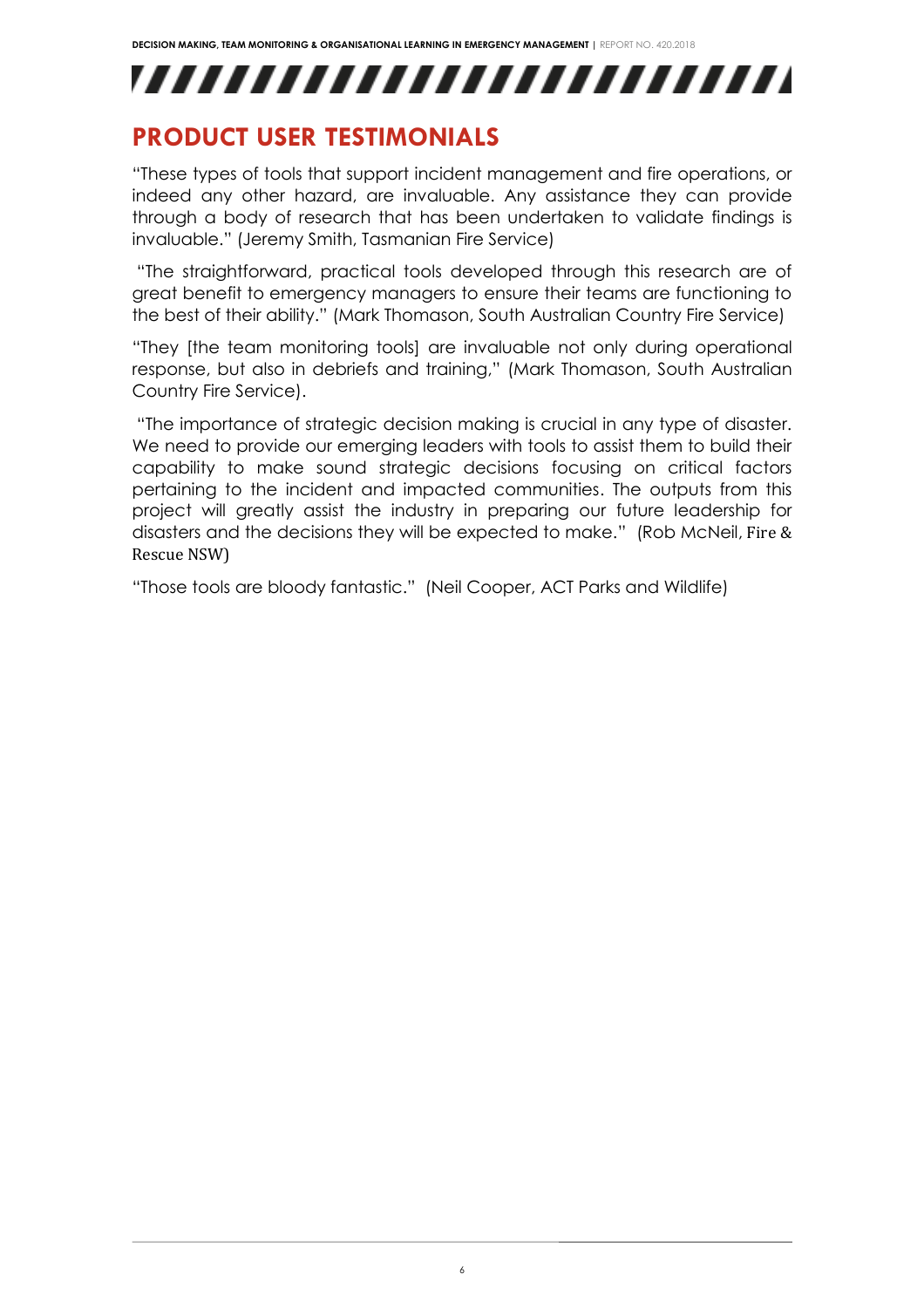## PRODUCT USER TESTIMONIALS

"These types of tools that support incident management and fire operations, or indeed any other hazard, are invaluable. Any assistance they can provide through a body of research that has been undertaken to validate findings is invaluable." (Jeremy Smith, Tasmanian Fire Service)

"The straightforward, practical tools developed through this research are of great benefit to emergency managers to ensure their teams are functioning to the best of their ability." (Mark Thomason, South Australian Country Fire Service)

"They [the team monitoring tools] are invaluable not only during operational response, but also in debriefs and training," (Mark Thomason, South Australian Country Fire Service).

"The importance of strategic decision making is crucial in any type of disaster. We need to provide our emerging leaders with tools to assist them to build their capability to make sound strategic decisions focusing on critical factors pertaining to the incident and impacted communities. The outputs from this project will greatly assist the industry in preparing our future leadership for disasters and the decisions they will be expected to make." (Rob McNeil, Fire & Rescue NSW)

"Those tools are bloody fantastic." (Neil Cooper, ACT Parks and Wildlife)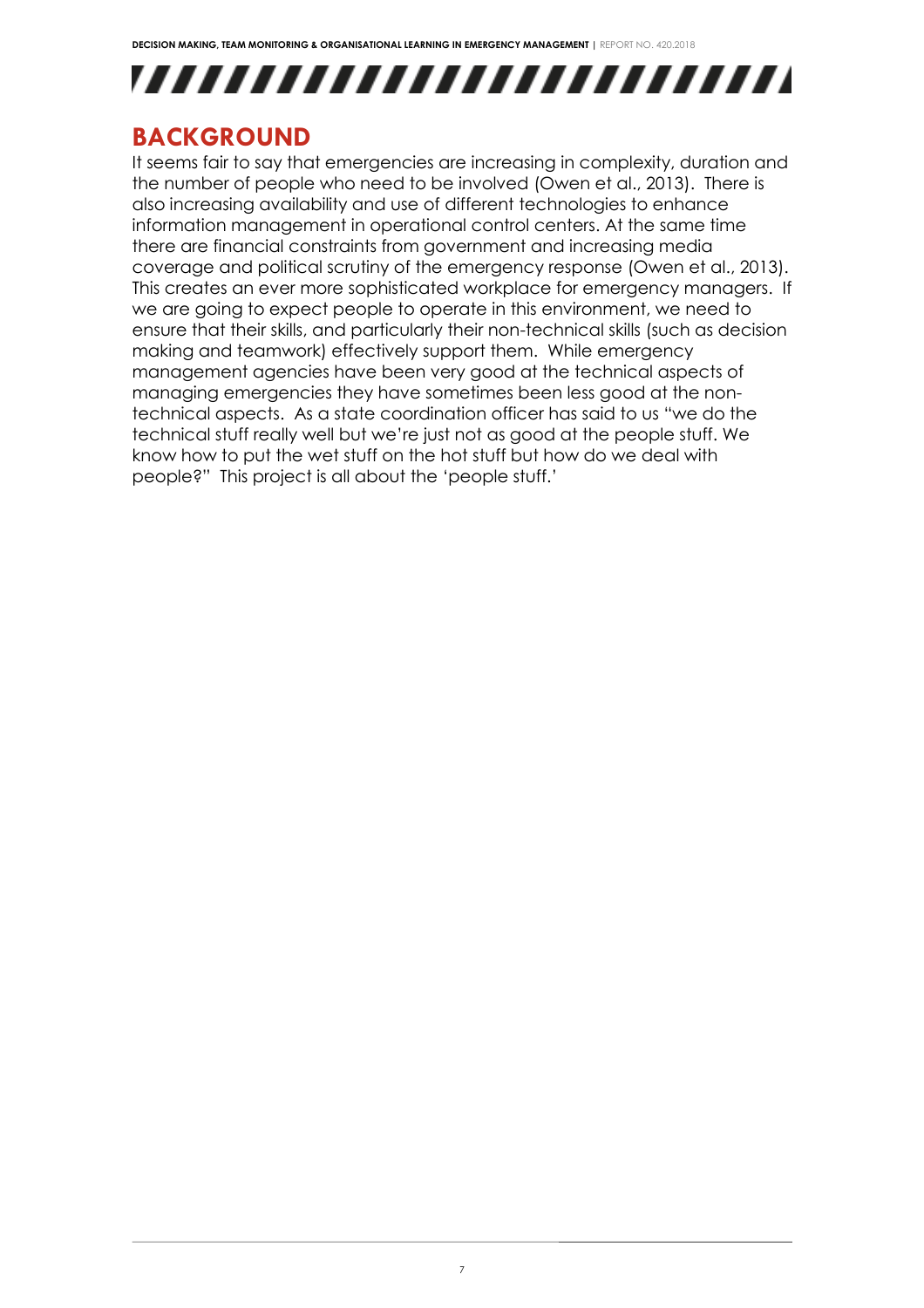# BACKGROUND

It seems fair to say that emergencies are increasing in complexity, duration and the number of people who need to be involved (Owen et al., 2013). There is also increasing availability and use of different technologies to enhance information management in operational control centers. At the same time there are financial constraints from government and increasing media coverage and political scrutiny of the emergency response (Owen et al., 2013). This creates an ever more sophisticated workplace for emergency managers. If we are going to expect people to operate in this environment, we need to ensure that their skills, and particularly their non-technical skills (such as decision making and teamwork) effectively support them. While emergency management agencies have been very good at the technical aspects of managing emergencies they have sometimes been less good at the non-technical aspects. As a state coordination officer has said to us "we do the technical stuff really well but we're just not as good at the people stuff. We know how to put the wet stuff on the hot stuff but how do we deal with people?" This project is all about the 'people stuff.'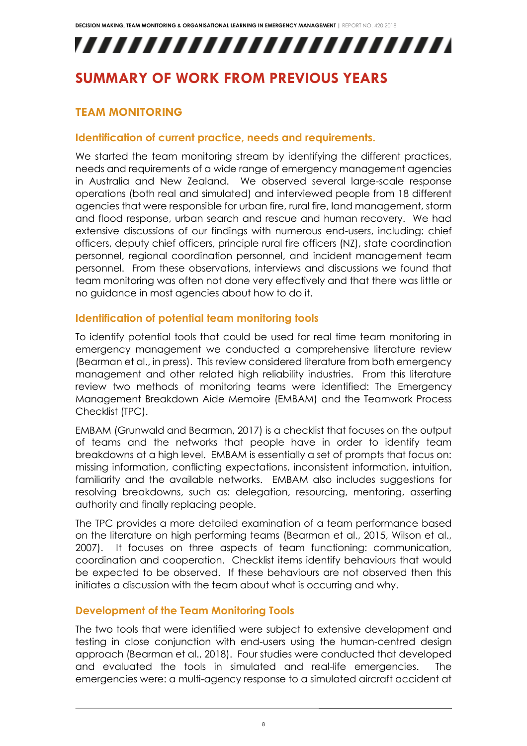# SUMMARY OF WORK FROM PREVIOUS YEARS

## TEAM MONITORING

### Identification of current practice, needs and requirements.

We started the team monitoring stream by identifying the different practices, needs and requirements of a wide range of emergency management agencies in Australia and New Zealand. We observed several large-scale response operations (both real and simulated) and interviewed people from 18 different agencies that were responsible for urban fire, rural fire, land management, storm and flood response, urban search and rescue and human recovery. We had extensive discussions of our findings with numerous end-users, including: chief officers, deputy chief officers, principle rural fire officers (NZ), state coordination personnel, regional coordination personnel, and incident management team personnel. From these observations, interviews and discussions we found that team monitoring was often not done very effectively and that there was little or no guidance in most agencies about how to do it.

### Identification of potential team monitoring tools

To identify potential tools that could be used for real time team monitoring in emergency management we conducted a comprehensive literature review (Bearman et al., in press). This review considered literature from both emergency management and other related high reliability industries. From this literature review two methods of monitoring teams were identified: The Emergency Management Breakdown Aide Memoire (EMBAM) and the Teamwork Process Checklist (TPC).

EMBAM (Grunwald and Bearman, 2017) is a checklist that focuses on the output of teams and the networks that people have in order to identify team breakdowns at a high level. EMBAM is essentially a set of prompts that focus on: missing information, conflicting expectations, inconsistent information, intuition, familiarity and the available networks. EMBAM also includes suggestions for resolving breakdowns, such as: delegation, resourcing, mentoring, asserting authority and finally replacing people.

The TPC provides a more detailed examination of a team performance based on the literature on high performing teams (Bearman et al., 2015, Wilson et al., 2007). It focuses on three aspects of team functioning: communication, coordination and cooperation. Checklist items identify behaviours that would be expected to be observed. If these behaviours are not observed then this initiates a discussion with the team about what is occurring and why.

### Development of the Team Monitoring Tools

The two tools that were identified were subject to extensive development and testing in close conjunction with end-users using the human-centred design approach (Bearman et al., 2018). Four studies were conducted that developed and evaluated the tools in simulated and real-life emergencies. The emergencies were: a multi-agency response to a simulated aircraft accident at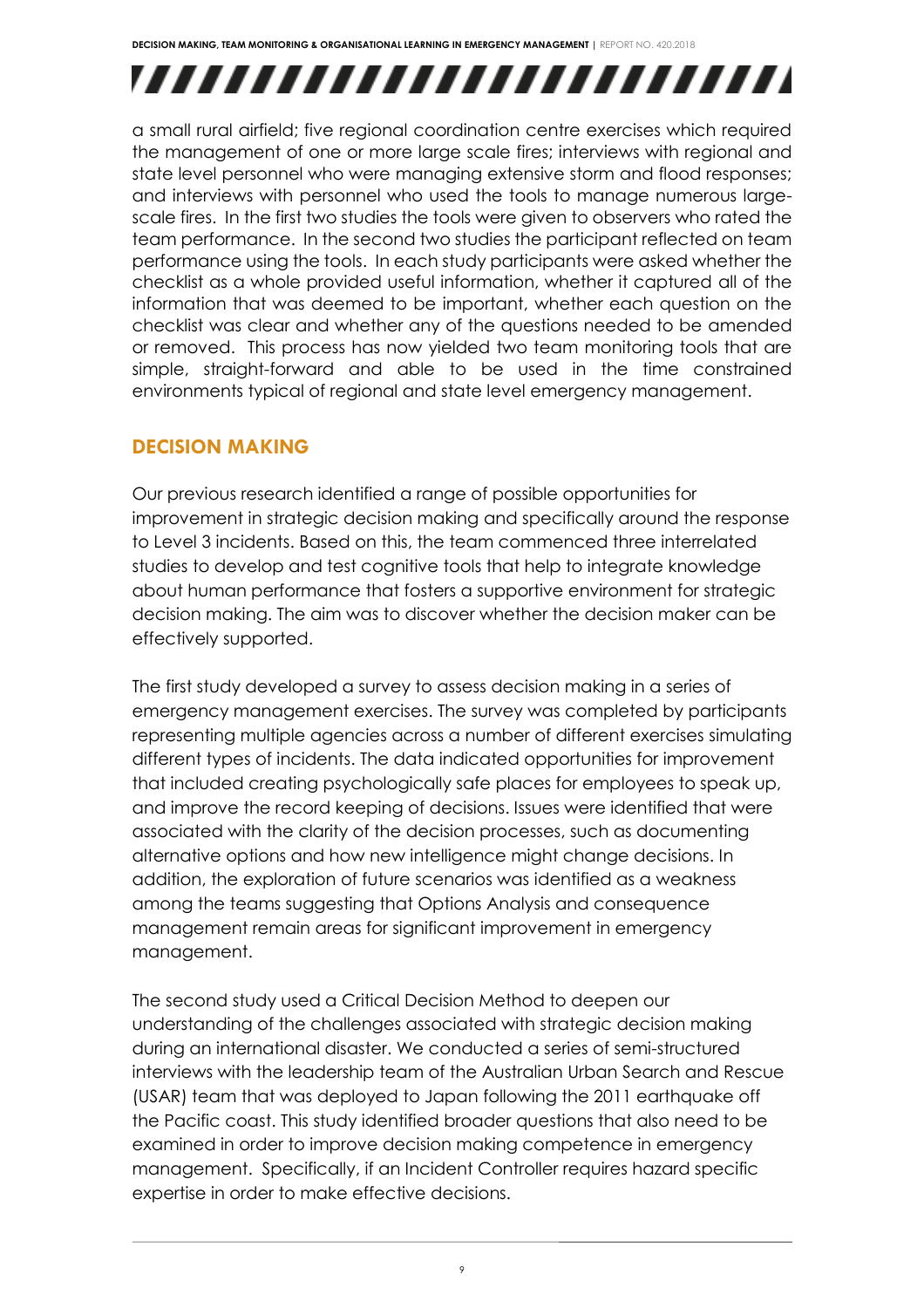a small rural airfield; five regional coordination centre exercises which required the management of one or more large scale fires; interviews with regional and state level personnel who were managing extensive storm and flood responses; and interviews with personnel who used the tools to manage numerous large-scale fires. In the first two studies the tools were given to observers who rated the team performance. In the second two studies the participant reflected on team performance using the tools. In each study participants were asked whether the checklist as a whole provided useful information, whether it captured all of the information that was deemed to be important, whether each question on the checklist was clear and whether any of the questions needed to be amended or removed. This process has now yielded two team monitoring tools that are simple, straight-forward and able to be used in the time constrained environments typical of regional and state level emergency management.

## DECISION MAKING

Our previous research identified a range of possible opportunities for improvement in strategic decision making and specifically around the response to Level 3 incidents. Based on this, the team commenced three interrelated studies to develop and test cognitive tools that help to integrate knowledge about human performance that fosters a supportive environment for strategic decision making. The aim was to discover whether the decision maker can be effectively supported.

The first study developed a survey to assess decision making in a series of emergency management exercises. The survey was completed by participants representing multiple agencies across a number of different exercises simulating different types of incidents. The data indicated opportunities for improvement that included creating psychologically safe places for employees to speak up, and improve the record keeping of decisions. Issues were identified that were associated with the clarity of the decision processes, such as documenting alternative options and how new intelligence might change decisions. In addition, the exploration of future scenarios was identified as a weakness among the teams suggesting that Options Analysis and consequence management remain areas for significant improvement in emergency management.

The second study used a Critical Decision Method to deepen our understanding of the challenges associated with strategic decision making during an international disaster. We conducted a series of semi-structured interviews with the leadership team of the Australian Urban Search and Rescue (USAR) team that was deployed to Japan following the 2011 earthquake off the Pacific coast. This study identified broader questions that also need to be examined in order to improve decision making competence in emergency management. Specifically, if an Incident Controller requires hazard specific expertise in order to make effective decisions.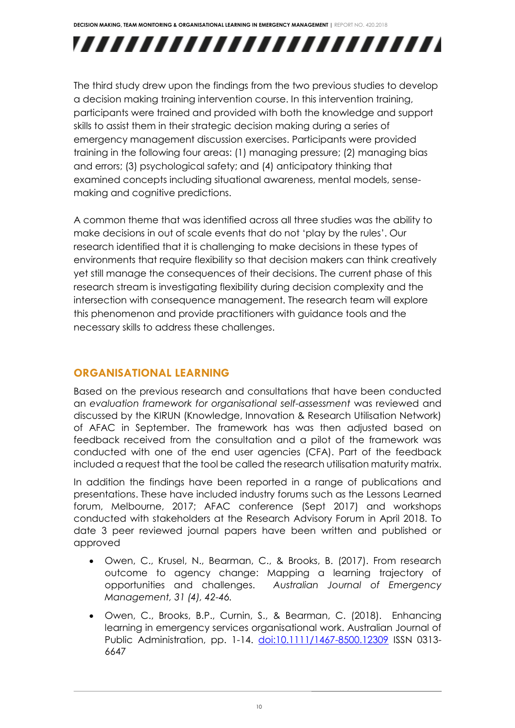The third study drew upon the findings from the two previous studies to develop a decision making training intervention course. In this intervention training, participants were trained and provided with both the knowledge and support skills to assist them in their strategic decision making during a series of emergency management discussion exercises. Participants were provided training in the following four areas: (1) managing pressure; (2) managing bias and errors; (3) psychological safety; and (4) anticipatory thinking that examined concepts including situational awareness, mental models, sense-making and cognitive predictions.

A common theme that was identified across all three studies was the ability to make decisions in out of scale events that do not 'play by the rules'. Our research identified that it is challenging to make decisions in these types of environments that require flexibility so that decision makers can think creatively yet still manage the consequences of their decisions. The current phase of this research stream is investigating flexibility during decision complexity and the intersection with consequence management. The research team will explore this phenomenon and provide practitioners with guidance tools and the necessary skills to address these challenges.

## ORGANISATIONAL LEARNING

Based on the previous research and consultations that have been conducted an *evaluation framework for organisational self-assessment* was reviewed and discussed by the KIRUN (Knowledge, Innovation & Research Utilisation Network) of AFAC in September. The framework has was then adjusted based on feedback received from the consultation and a pilot of the framework was conducted with one of the end user agencies (CFA). Part of the feedback included a request that the tool be called the research utilisation maturity matrix.

In addition the findings have been reported in a range of publications and presentations. These have included industry forums such as the Lessons Learned forum, Melbourne, 2017; AFAC conference (Sept 2017) and workshops conducted with stakeholders at the Research Advisory Forum in April 2018. To date 3 peer reviewed journal papers have been written and published or approved

- Owen, C., Krusel, N., Bearman, C., & Brooks, B. (2017). From research outcome to agency change: Mapping a learning trajectory of opportunities and challenges. *Australian Journal of Emergency Management, 31 (4), 42-46.*
- Owen, C., Brooks, B.P., Curnin, S., & Bearman, C. (2018). Enhancing learning in emergency services organisational work. Australian Journal of Public Administration, pp. 1-14. doi:10.1111/1467-8500.12309 ISSN 0313-6647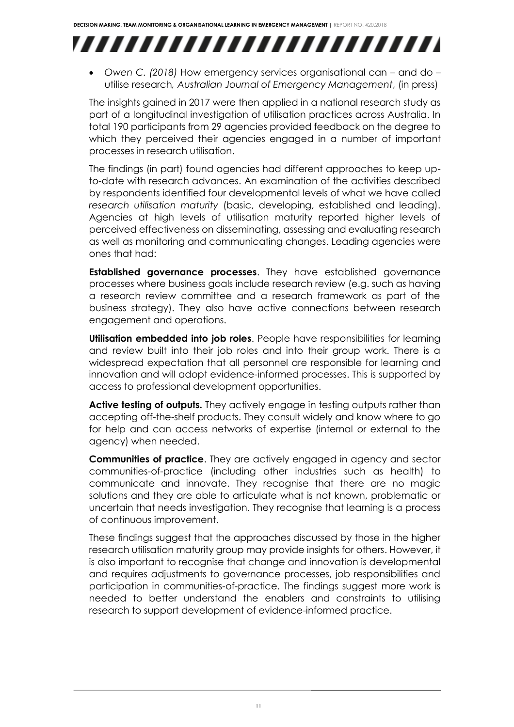- *Owen C. (2018)* How emergency services organisational can – and do – utilise research*, Australian Journal of Emergency Management*, (in press)

The insights gained in 2017 were then applied in a national research study as part of a longitudinal investigation of utilisation practices across Australia. In total 190 participants from 29 agencies provided feedback on the degree to which they perceived their agencies engaged in a number of important processes in research utilisation.

The findings (in part) found agencies had different approaches to keep up-to-date with research advances. An examination of the activities described by respondents identified four developmental levels of what we have called *research utilisation maturity* (basic, developing, established and leading). Agencies at high levels of utilisation maturity reported higher levels of perceived effectiveness on disseminating, assessing and evaluating research as well as monitoring and communicating changes. Leading agencies were ones that had:

**Established governance processes**. They have established governance processes where business goals include research review (e.g. such as having a research review committee and a research framework as part of the business strategy). They also have active connections between research engagement and operations.

**Utilisation embedded into job roles**. People have responsibilities for learning and review built into their job roles and into their group work. There is a widespread expectation that all personnel are responsible for learning and innovation and will adopt evidence-informed processes. This is supported by access to professional development opportunities.

**Active testing of outputs.** They actively engage in testing outputs rather than accepting off-the-shelf products. They consult widely and know where to go for help and can access networks of expertise (internal or external to the agency) when needed.

**Communities of practice**. They are actively engaged in agency and sector communities-of-practice (including other industries such as health) to communicate and innovate. They recognise that there are no magic solutions and they are able to articulate what is not known, problematic or uncertain that needs investigation. They recognise that learning is a process of continuous improvement.

These findings suggest that the approaches discussed by those in the higher research utilisation maturity group may provide insights for others. However, it is also important to recognise that change and innovation is developmental and requires adjustments to governance processes, job responsibilities and participation in communities-of-practice. The findings suggest more work is needed to better understand the enablers and constraints to utilising research to support development of evidence-informed practice.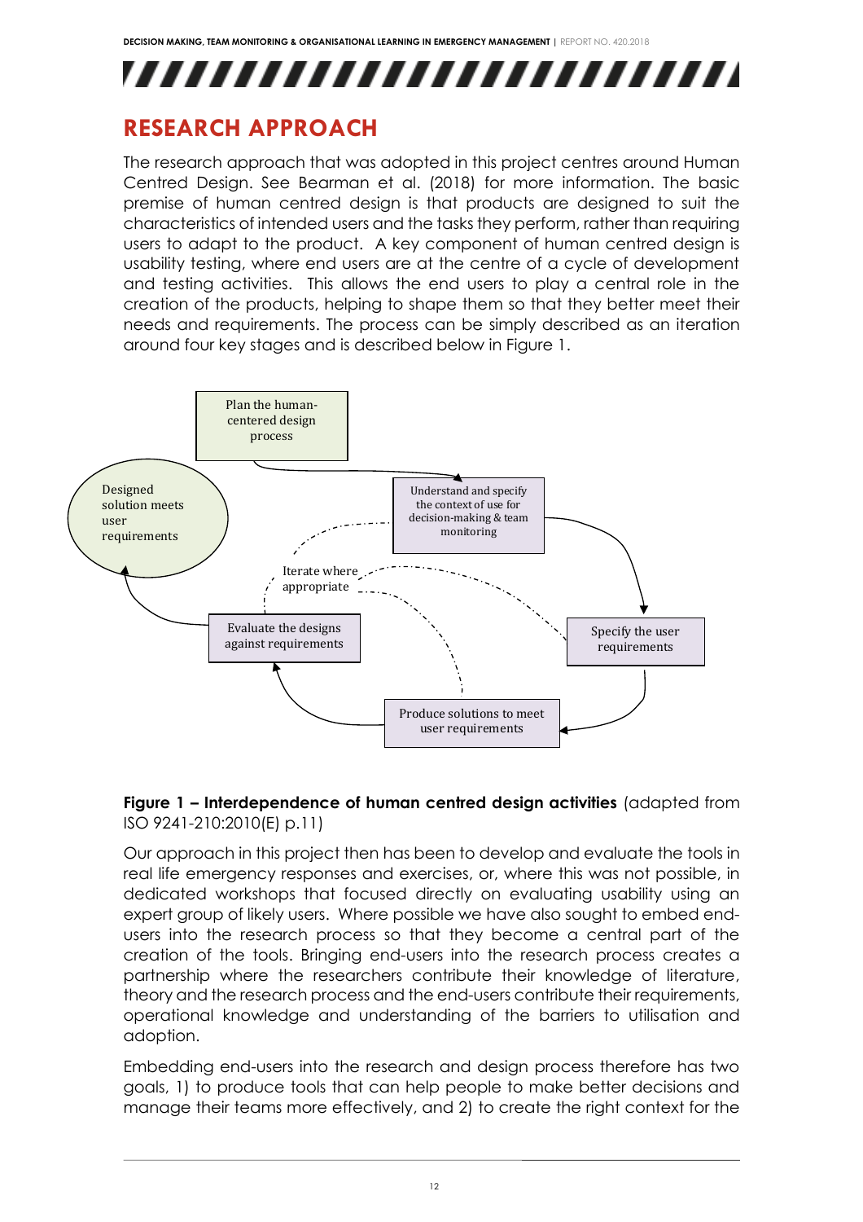# RESEARCH APPROACH

The research approach that was adopted in this project centres around Human Centred Design. See Bearman et al. (2018) for more information. The basic premise of human centred design is that products are designed to suit the characteristics of intended users and the tasks they perform, rather than requiring users to adapt to the product. A key component of human centred design is usability testing, where end users are at the centre of a cycle of development and testing activities. This allows the end users to play a central role in the creation of the products, helping to shape them so that they better meet their needs and requirements. The process can be simply described as an iteration around four key stages and is described below in Figure 1.

Plan the human-centered design process

Understand and specify the context of use for decision-making & team monitoring

Specify the user requirements

Produce solutions to meet user requirements

Evaluate the designs against requirements

Designed solution meets user requirements

Iterate where appropriate

**Figure 1 – Interdependence of human centred design activities** (adapted from ISO 9241-210:2010(E) p.11)

Our approach in this project then has been to develop and evaluate the tools in real life emergency responses and exercises, or, where this was not possible, in dedicated workshops that focused directly on evaluating usability using an expert group of likely users. Where possible we have also sought to embed end-users into the research process so that they become a central part of the creation of the tools. Bringing end-users into the research process creates a partnership where the researchers contribute their knowledge of literature, theory and the research process and the end-users contribute their requirements, operational knowledge and understanding of the barriers to utilisation and adoption.

Embedding end-users into the research and design process therefore has two goals, 1) to produce tools that can help people to make better decisions and manage their teams more effectively, and 2) to create the right context for the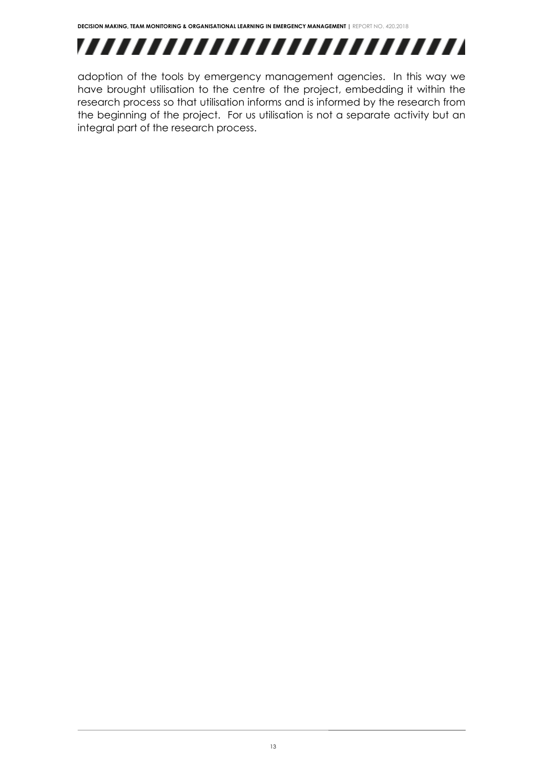adoption of the tools by emergency management agencies. In this way we have brought utilisation to the centre of the project, embedding it within the research process so that utilisation informs and is informed by the research from the beginning of the project. For us utilisation is not a separate activity but an integral part of the research process.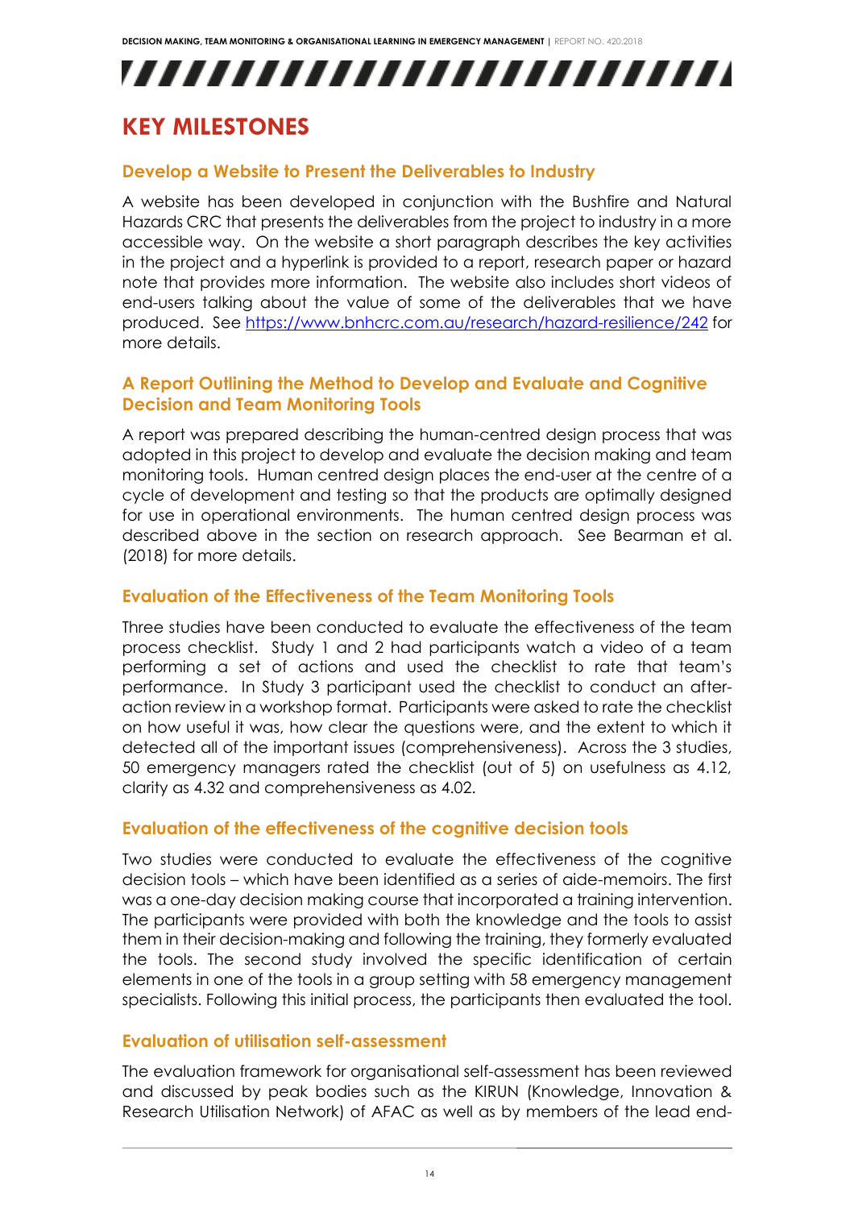# KEY MILESTONES

## Develop a Website to Present the Deliverables to Industry

A website has been developed in conjunction with the Bushfire and Natural Hazards CRC that presents the deliverables from the project to industry in a more accessible way. On the website a short paragraph describes the key activities in the project and a hyperlink is provided to a report, research paper or hazard note that provides more information. The website also includes short videos of end-users talking about the value of some of the deliverables that we have produced. See https://www.bnhcrc.com.au/research/hazard-resilience/242 for more details.

## A Report Outlining the Method to Develop and Evaluate and Cognitive Decision and Team Monitoring Tools

A report was prepared describing the human-centred design process that was adopted in this project to develop and evaluate the decision making and team monitoring tools. Human centred design places the end-user at the centre of a cycle of development and testing so that the products are optimally designed for use in operational environments. The human centred design process was described above in the section on research approach. See Bearman et al. (2018) for more details.

## Evaluation of the Effectiveness of the Team Monitoring Tools

Three studies have been conducted to evaluate the effectiveness of the team process checklist. Study 1 and 2 had participants watch a video of a team performing a set of actions and used the checklist to rate that team's performance. In Study 3 participant used the checklist to conduct an after-action review in a workshop format. Participants were asked to rate the checklist on how useful it was, how clear the questions were, and the extent to which it detected all of the important issues (comprehensiveness). Across the 3 studies, 50 emergency managers rated the checklist (out of 5) on usefulness as 4.12, clarity as 4.32 and comprehensiveness as 4.02.

## Evaluation of the effectiveness of the cognitive decision tools

Two studies were conducted to evaluate the effectiveness of the cognitive decision tools – which have been identified as a series of aide-memoirs. The first was a one-day decision making course that incorporated a training intervention. The participants were provided with both the knowledge and the tools to assist them in their decision-making and following the training, they formerly evaluated the tools. The second study involved the specific identification of certain elements in one of the tools in a group setting with 58 emergency management specialists. Following this initial process, the participants then evaluated the tool.

## Evaluation of utilisation self-assessment

The evaluation framework for organisational self-assessment has been reviewed and discussed by peak bodies such as the KIRUN (Knowledge, Innovation & Research Utilisation Network) of AFAC as well as by members of the lead end-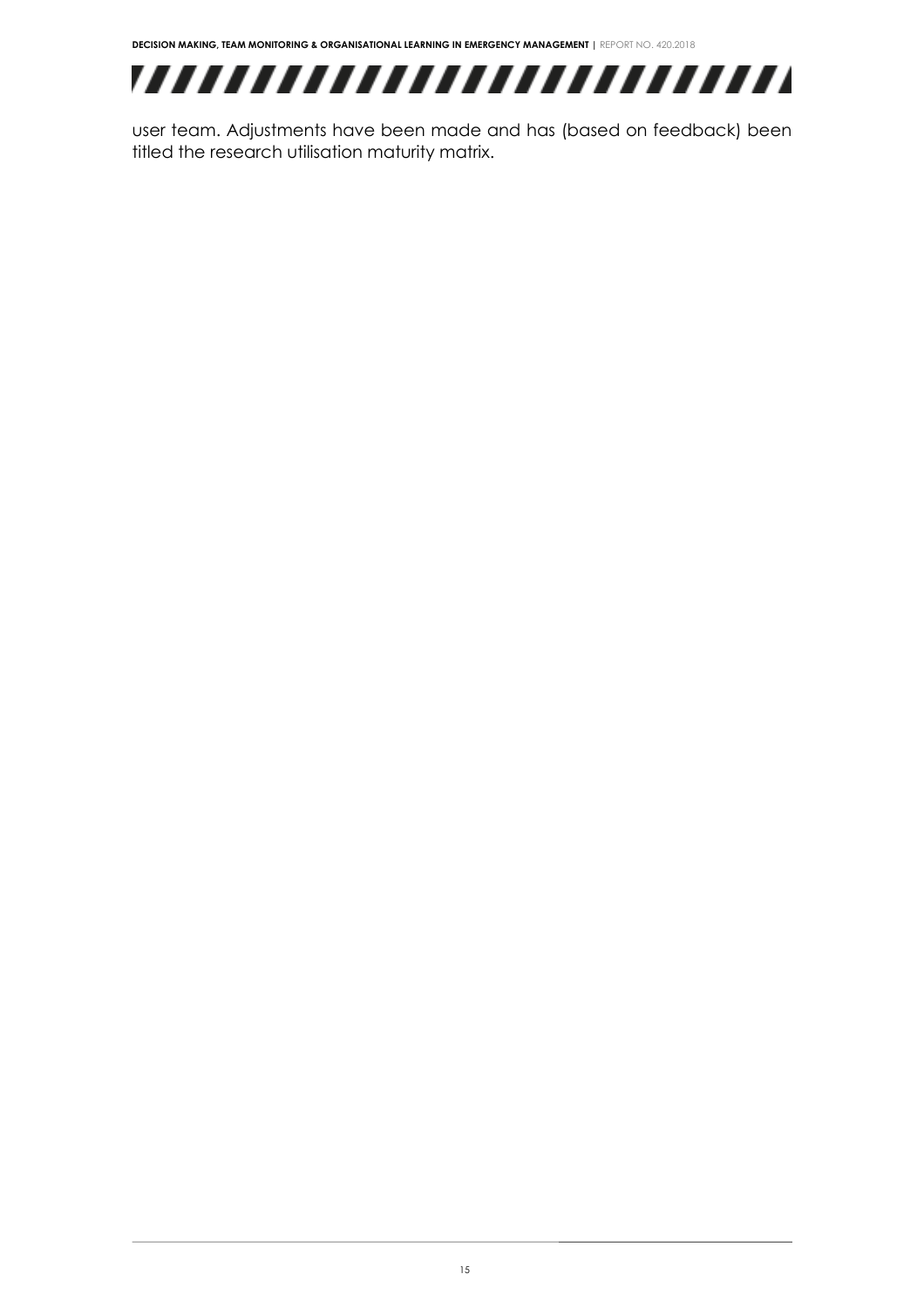user team. Adjustments have been made and has (based on feedback) been titled the research utilisation maturity matrix.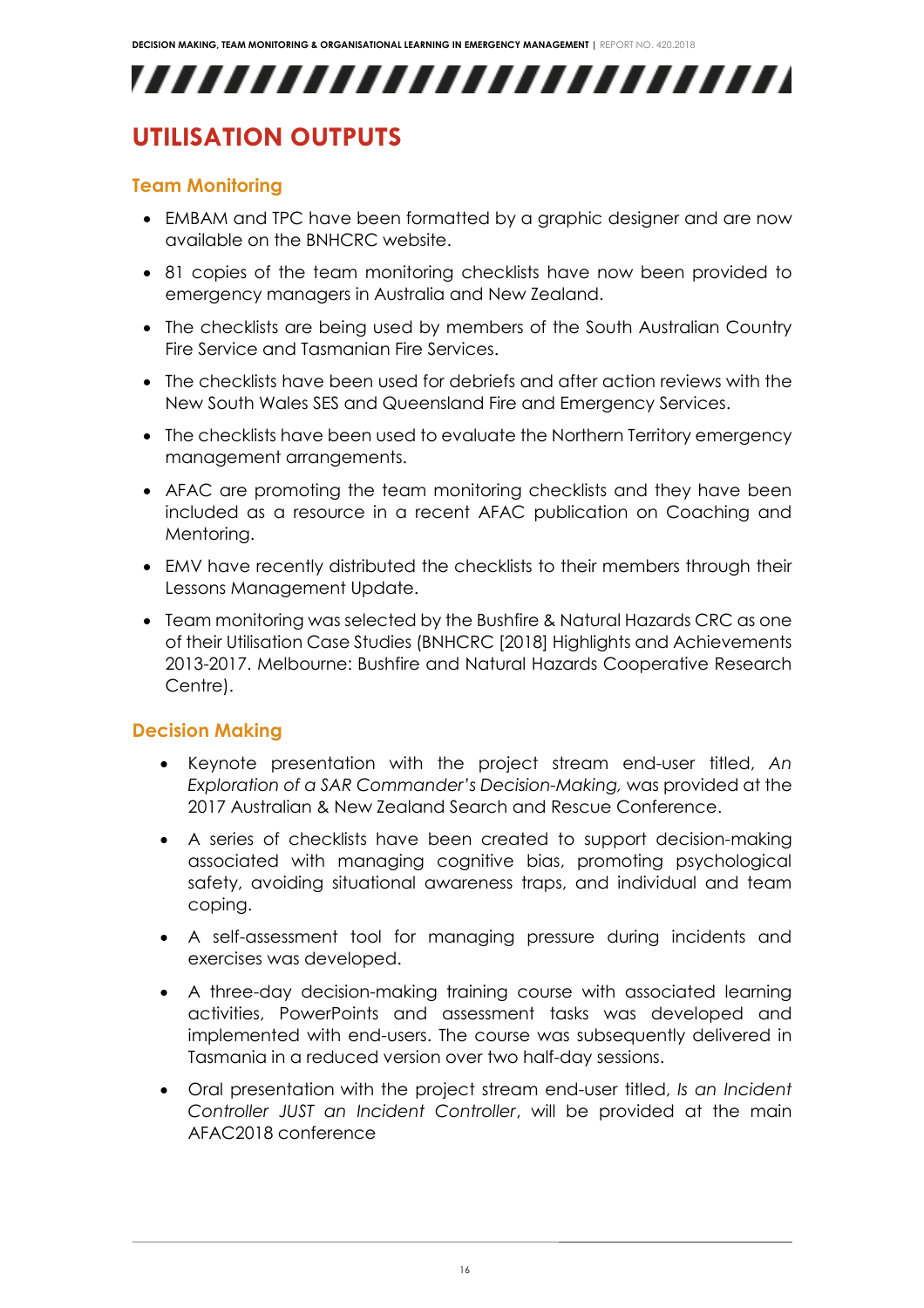# UTILISATION OUTPUTS

## Team Monitoring

- EMBAM and TPC have been formatted by a graphic designer and are now available on the BNHCRC website.
- 81 copies of the team monitoring checklists have now been provided to emergency managers in Australia and New Zealand.
- The checklists are being used by members of the South Australian Country Fire Service and Tasmanian Fire Services.
- The checklists have been used for debriefs and after action reviews with the New South Wales SES and Queensland Fire and Emergency Services.
- The checklists have been used to evaluate the Northern Territory emergency management arrangements.
- AFAC are promoting the team monitoring checklists and they have been included as a resource in a recent AFAC publication on Coaching and Mentoring.
- EMV have recently distributed the checklists to their members through their Lessons Management Update.
- Team monitoring was selected by the Bushfire & Natural Hazards CRC as one of their Utilisation Case Studies (BNHCRC [2018] Highlights and Achievements 2013-2017. Melbourne: Bushfire and Natural Hazards Cooperative Research Centre).

## Decision Making

- Keynote presentation with the project stream end-user titled, *An Exploration of a SAR Commander's Decision-Making,* was provided at the 2017 Australian & New Zealand Search and Rescue Conference.
- A series of checklists have been created to support decision-making associated with managing cognitive bias, promoting psychological safety, avoiding situational awareness traps, and individual and team coping.
- A self-assessment tool for managing pressure during incidents and exercises was developed.
- A three-day decision-making training course with associated learning activities, PowerPoints and assessment tasks was developed and implemented with end-users. The course was subsequently delivered in Tasmania in a reduced version over two half-day sessions.
- Oral presentation with the project stream end-user titled, *Is an Incident Controller JUST an Incident Controller*, will be provided at the main AFAC2018 conference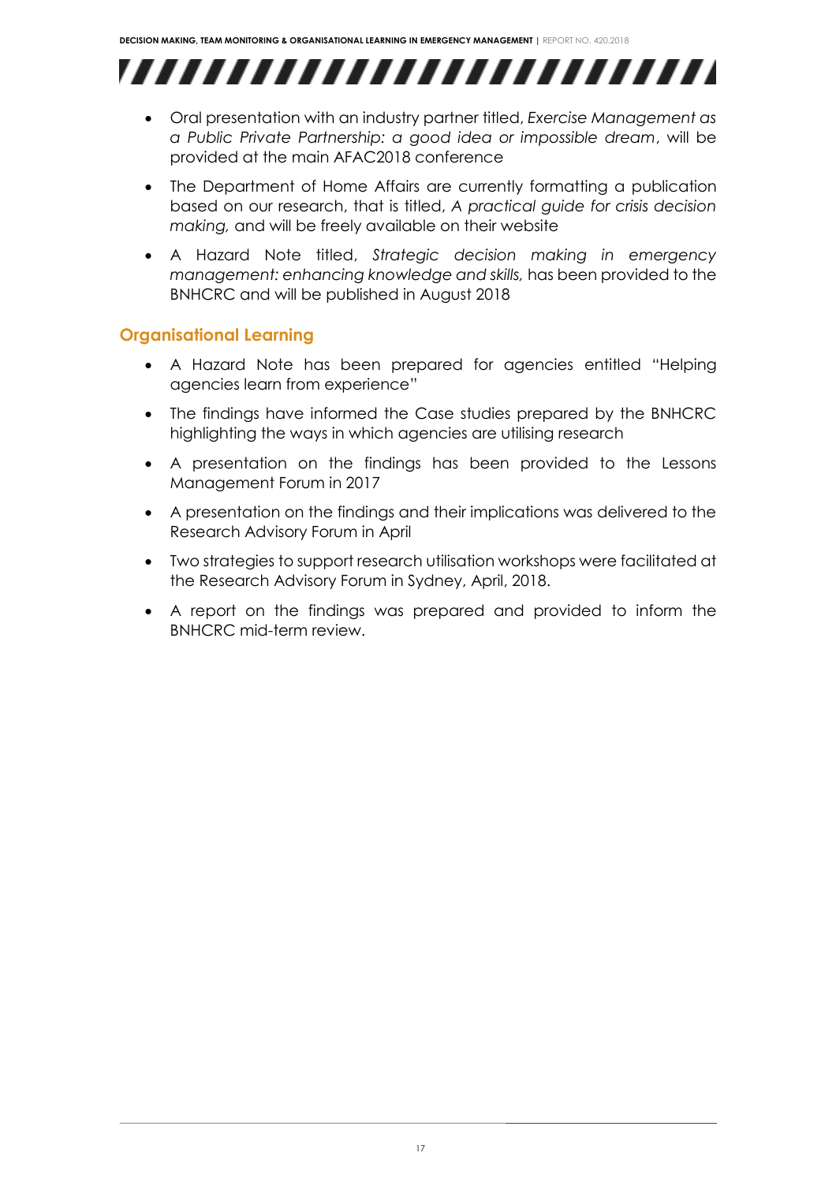- Oral presentation with an industry partner titled, *Exercise Management as a Public Private Partnership: a good idea or impossible dream*, will be provided at the main AFAC2018 conference
- The Department of Home Affairs are currently formatting a publication based on our research, that is titled, *A practical guide for crisis decision making,* and will be freely available on their website
- A Hazard Note titled, *Strategic decision making in emergency management: enhancing knowledge and skills,* has been provided to the BNHCRC and will be published in August 2018

## Organisational Learning

- A Hazard Note has been prepared for agencies entitled "Helping agencies learn from experience"
- The findings have informed the Case studies prepared by the BNHCRC highlighting the ways in which agencies are utilising research
- A presentation on the findings has been provided to the Lessons Management Forum in 2017
- A presentation on the findings and their implications was delivered to the Research Advisory Forum in April
- Two strategies to support research utilisation workshops were facilitated at the Research Advisory Forum in Sydney, April, 2018.
- A report on the findings was prepared and provided to inform the BNHCRC mid-term review.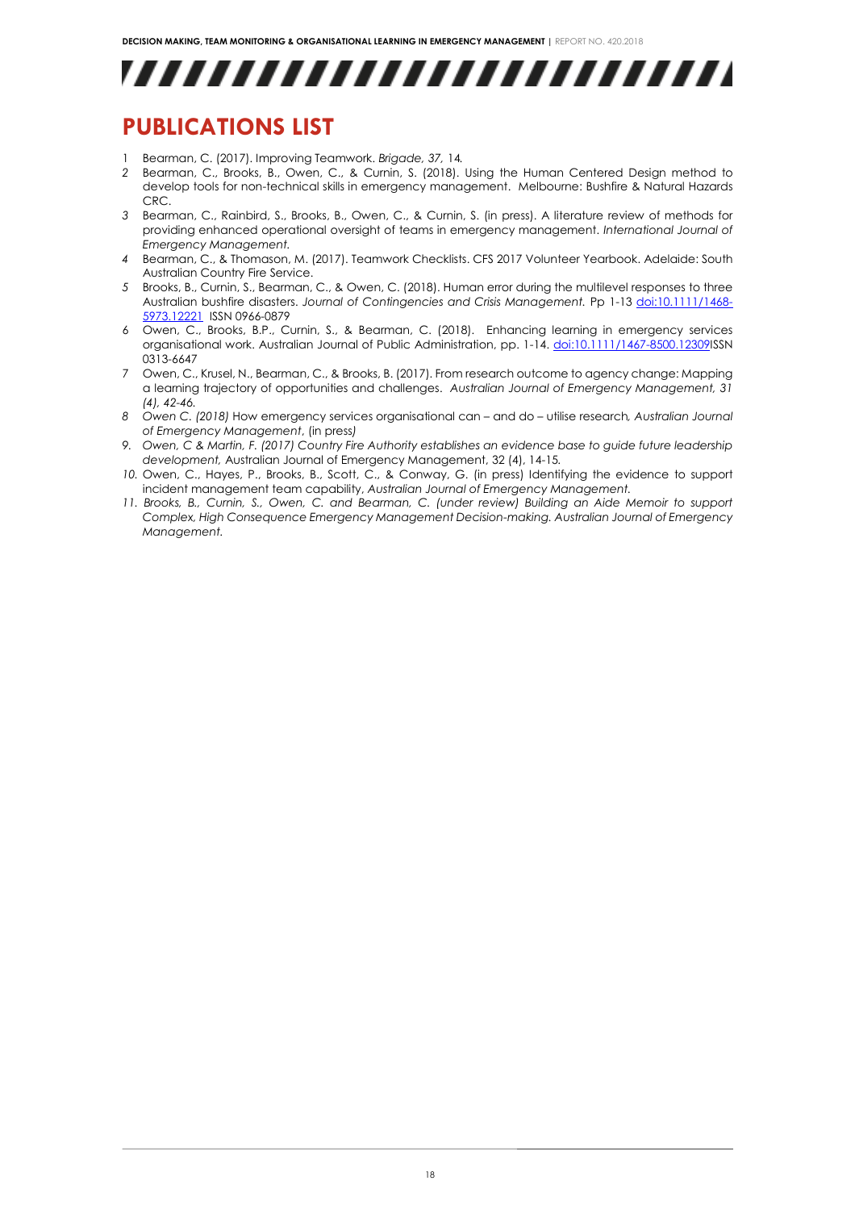# PUBLICATIONS LIST

1. Bearman, C. (2017). Improving Teamwork. *Brigade, 37,* 14.
2. Bearman, C., Brooks, B., Owen, C., & Curnin, S. (2018). Using the Human Centered Design method to develop tools for non-technical skills in emergency management. Melbourne: Bushfire & Natural Hazards CRC.
3. Bearman, C., Rainbird, S., Brooks, B., Owen, C., & Curnin, S. (in press). A literature review of methods for providing enhanced operational oversight of teams in emergency management. *International Journal of Emergency Management.*
4. Bearman, C., & Thomason, M. (2017). Teamwork Checklists. CFS 2017 Volunteer Yearbook. Adelaide: South Australian Country Fire Service.
5. Brooks, B., Curnin, S., Bearman, C., & Owen, C. (2018). Human error during the multilevel responses to three Australian bushfire disasters. *Journal of Contingencies and Crisis Management.* Pp 1-13 doi:10.1111/1468-5973.12221 ISSN 0966-0879
6. Owen, C., Brooks, B.P., Curnin, S., & Bearman, C. (2018). Enhancing learning in emergency services organisational work. Australian Journal of Public Administration, pp. 1-14. doi:10.1111/1467-8500.12309ISSN 0313-6647
7. Owen, C., Krusel, N., Bearman, C., & Brooks, B. (2017). From research outcome to agency change: Mapping a learning trajectory of opportunities and challenges. *Australian Journal of Emergency Management, 31 (4), 42-46.*
8. *Owen C. (2018)* How emergency services organisational can – and do – utilise research*, Australian Journal of Emergency Management*, (in press*)*
9. *Owen, C & Martin, F. (2017) Country Fire Authority establishes an evidence base to guide future leadership development,* Australian Journal of Emergency Management, 32 (4), 14-15*.*
10. Owen, C., Hayes, P., Brooks, B., Scott, C., & Conway, G. (in press) Identifying the evidence to support incident management team capability, *Australian Journal of Emergency Management.*
11. *Brooks, B., Curnin, S., Owen, C. and Bearman, C. (under review) Building an Aide Memoir to support Complex, High Consequence Emergency Management Decision-making. Australian Journal of Emergency Management.*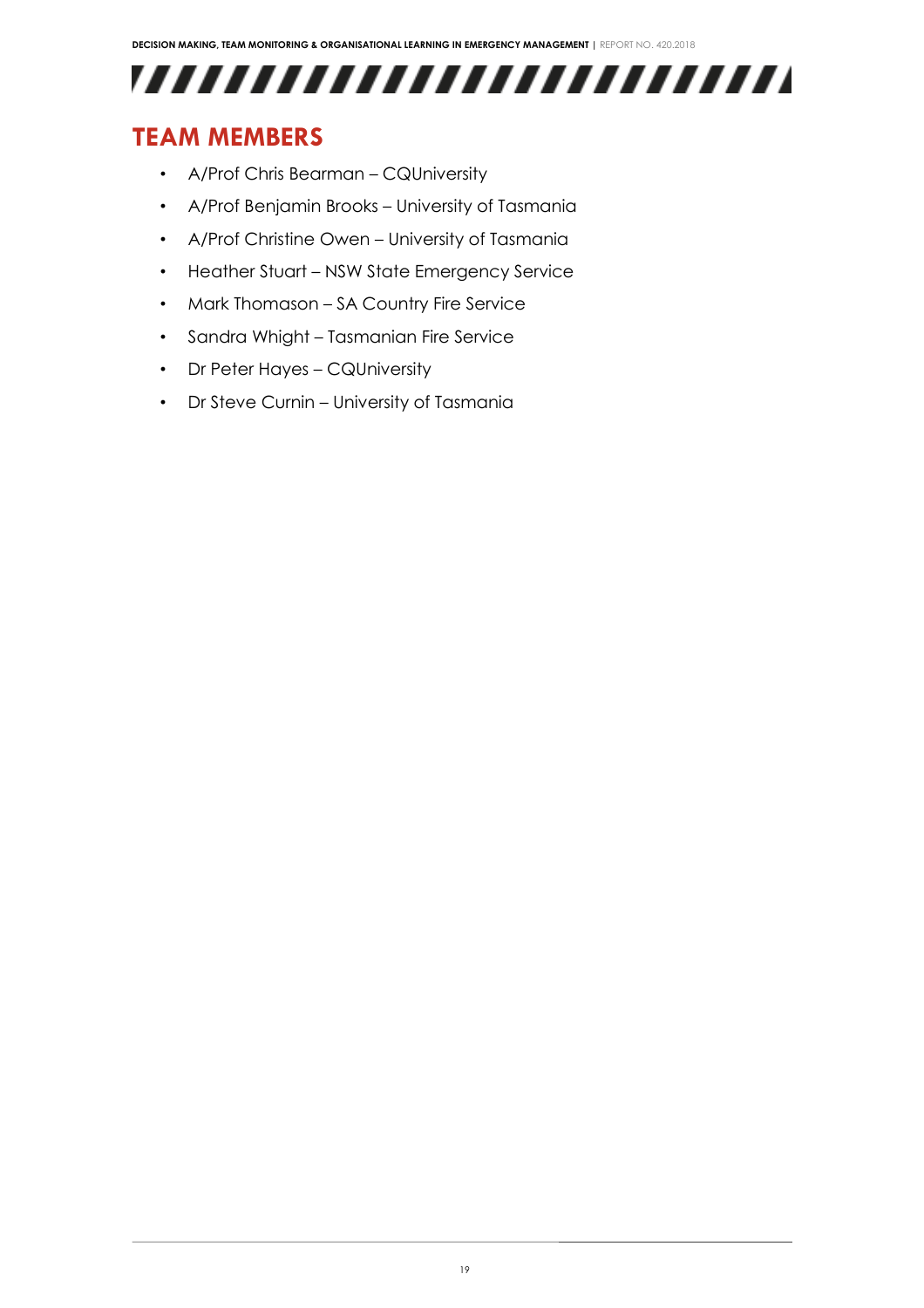## TEAM MEMBERS

- A/Prof Chris Bearman – CQUniversity
- A/Prof Benjamin Brooks – University of Tasmania
- A/Prof Christine Owen – University of Tasmania
- Heather Stuart – NSW State Emergency Service
- Mark Thomason – SA Country Fire Service
- Sandra Whight – Tasmanian Fire Service
- Dr Peter Hayes – CQUniversity
- Dr Steve Curnin – University of Tasmania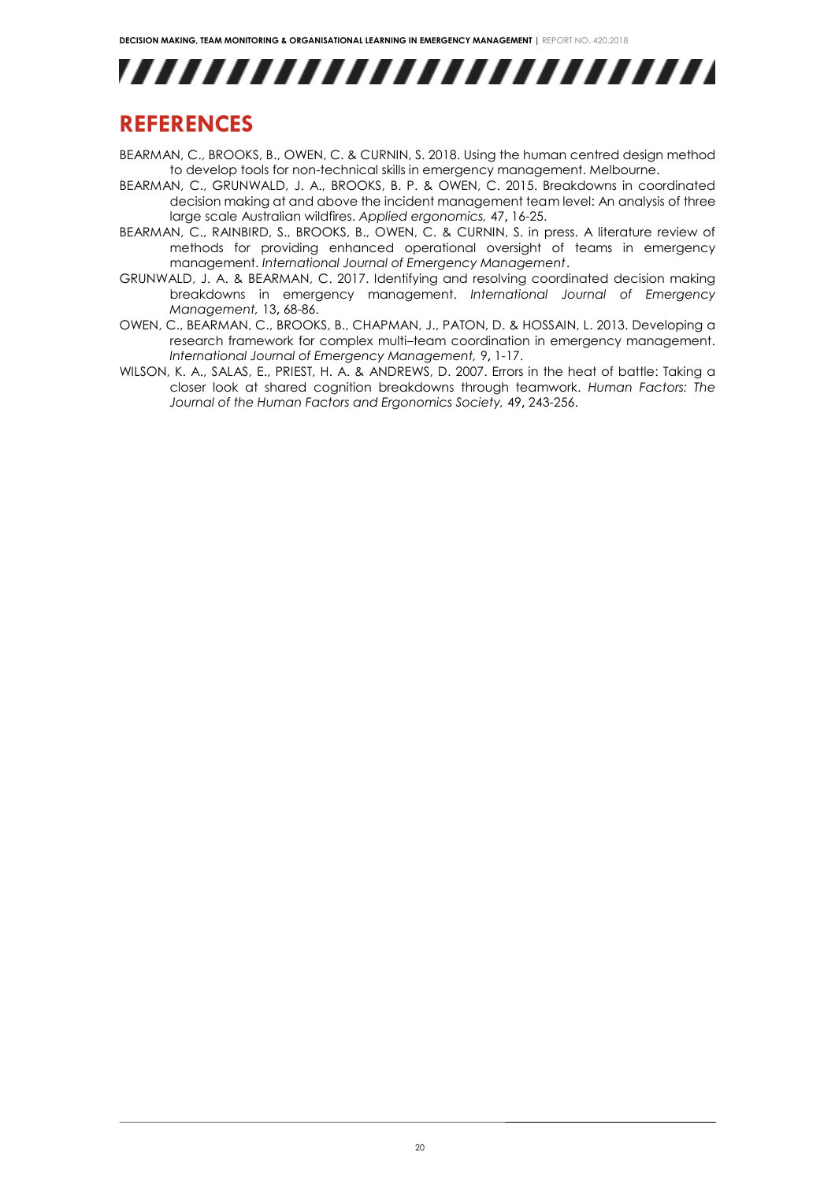# REFERENCES

BEARMAN, C., BROOKS, B., OWEN, C. & CURNIN, S. 2018. Using the human centred design method to develop tools for non-technical skills in emergency management. Melbourne.

BEARMAN, C., GRUNWALD, J. A., BROOKS, B. P. & OWEN, C. 2015. Breakdowns in coordinated decision making at and above the incident management team level: An analysis of three large scale Australian wildfires. *Applied ergonomics,* 47**,** 16-25.

BEARMAN, C., RAINBIRD, S., BROOKS, B., OWEN, C. & CURNIN, S. in press. A literature review of methods for providing enhanced operational oversight of teams in emergency management. *International Journal of Emergency Management*.

GRUNWALD, J. A. & BEARMAN, C. 2017. Identifying and resolving coordinated decision making breakdowns in emergency management. *International Journal of Emergency Management,* 13**,** 68-86.

OWEN, C., BEARMAN, C., BROOKS, B., CHAPMAN, J., PATON, D. & HOSSAIN, L. 2013. Developing a research framework for complex multi–team coordination in emergency management. *International Journal of Emergency Management,* 9**,** 1-17.

WILSON, K. A., SALAS, E., PRIEST, H. A. & ANDREWS, D. 2007. Errors in the heat of battle: Taking a closer look at shared cognition breakdowns through teamwork. *Human Factors: The Journal of the Human Factors and Ergonomics Society,* 49**,** 243-256.